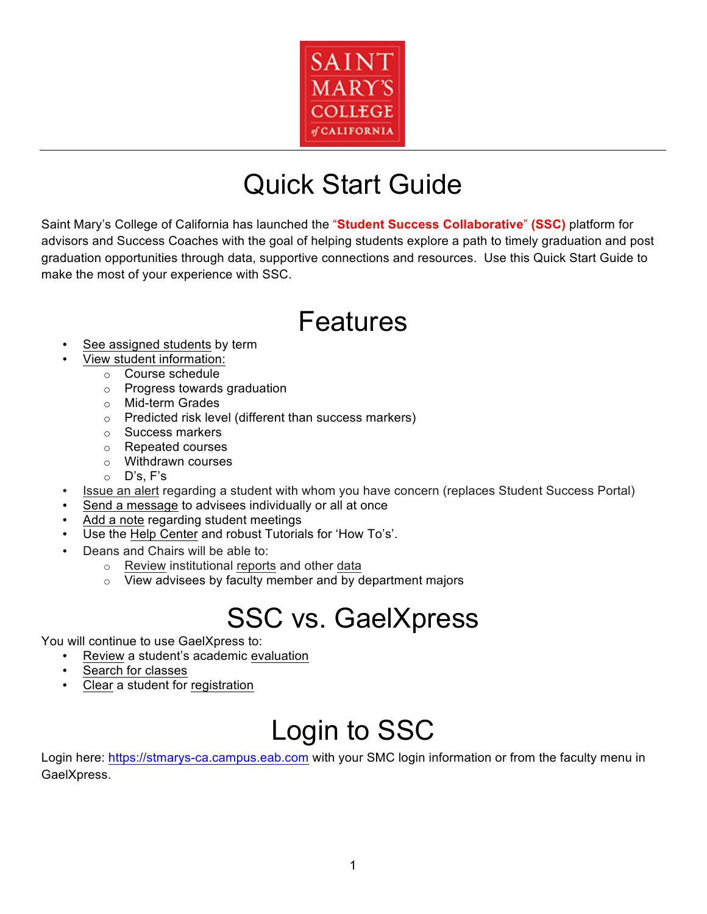# Quick Start Guide

Saint Mary's College of California has launched the "**Student Success Collaborative" (SSC)** platform for advisors and Success Coaches with the goal of helping students explore a path to timely graduation and post graduation opportunities through data, supportive connections and resources. Use this Quick Start Guide to make the most of your experience with SSC.

# Features

- See assigned students by term
- View student information:
  - Course schedule
  - Progress towards graduation
  - Mid-term Grades
  - Predicted risk level (different than success markers)
  - Success markers
  - Repeated courses
  - Withdrawn courses
  - D's, F's
- Issue an alert regarding a student with whom you have concern (replaces Student Success Portal)
- Send a message to advisees individually or all at once
- Add a note regarding student meetings
- Use the Help Center and robust Tutorials for 'How To's'.
- Deans and Chairs will be able to:
  - Review institutional reports and other data
  - View advisees by faculty member and by department majors

# SSC vs. GaelXpress

You will continue to use GaelXpress to:

- Review a student's academic evaluation
- Search for classes
- Clear a student for registration

# Login to SSC

Login here: https://stmarys-ca.campus.eab.com with your SMC login information or from the faculty menu in GaelXpress.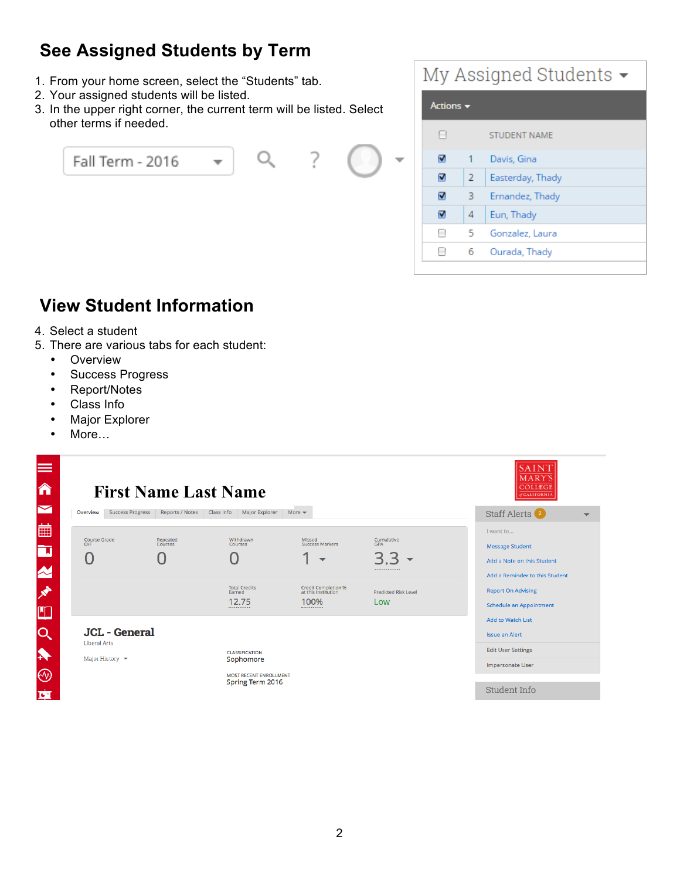## See Assigned Students by Term

1. From your home screen, select the “Students” tab.
2. Your assigned students will be listed.
3. In the upper right corner, the current term will be listed. Select other terms if needed.

## View Student Information

4. Select a student
5. There are various tabs for each student:
   - Overview
   - Success Progress
   - Report/Notes
   - Class Info
   - Major Explorer
   - More…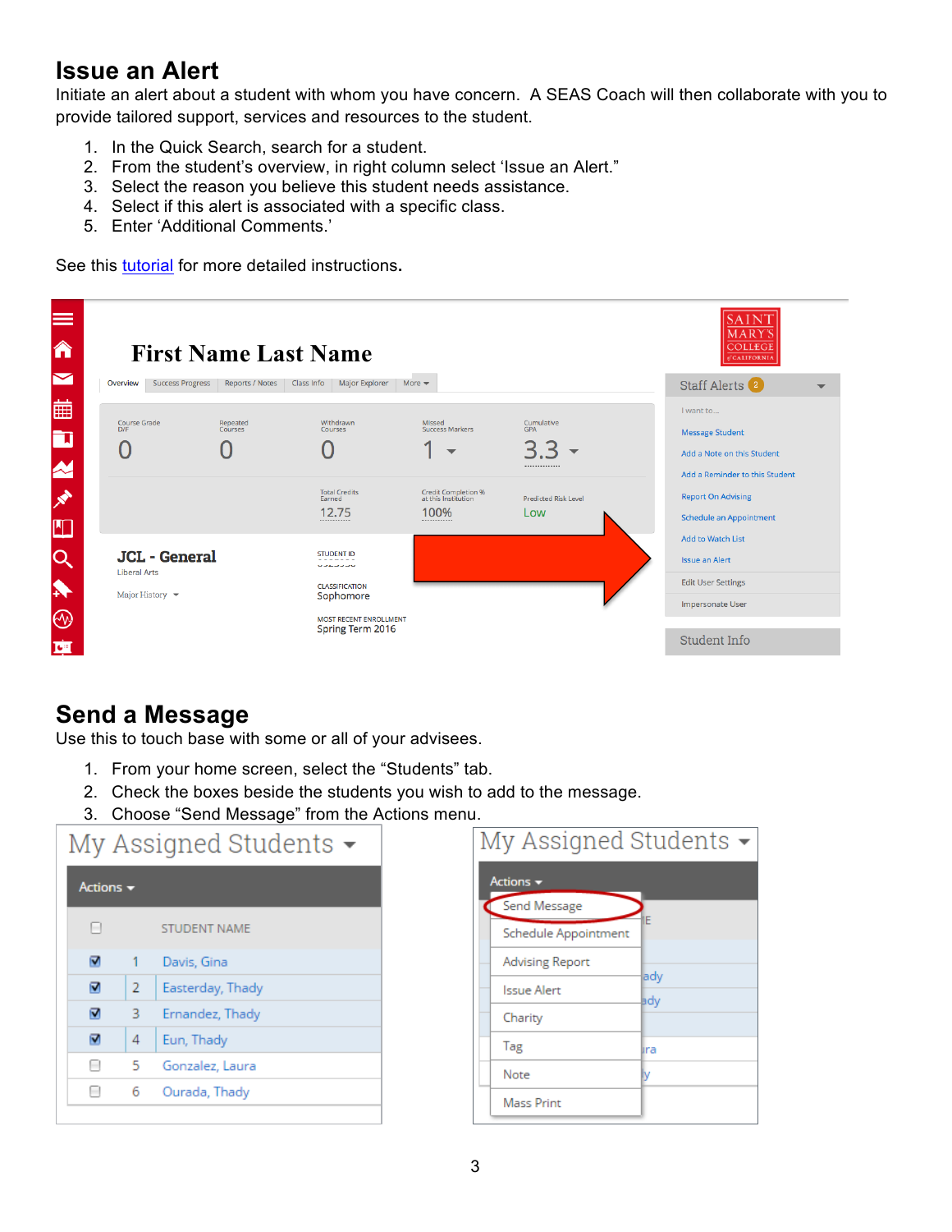## Issue an Alert

Initiate an alert about a student with whom you have concern. A SEAS Coach will then collaborate with you to provide tailored support, services and resources to the student.

1. In the Quick Search, search for a student.
2. From the student's overview, in right column select 'Issue an Alert.'
3. Select the reason you believe this student needs assistance.
4. Select if this alert is associated with a specific class.
5. Enter 'Additional Comments.'

See this tutorial for more detailed instructions.

## Send a Message

Use this to touch base with some or all of your advisees.

1. From your home screen, select the "Students" tab.
2. Check the boxes beside the students you wish to add to the message.
3. Choose "Send Message" from the Actions menu.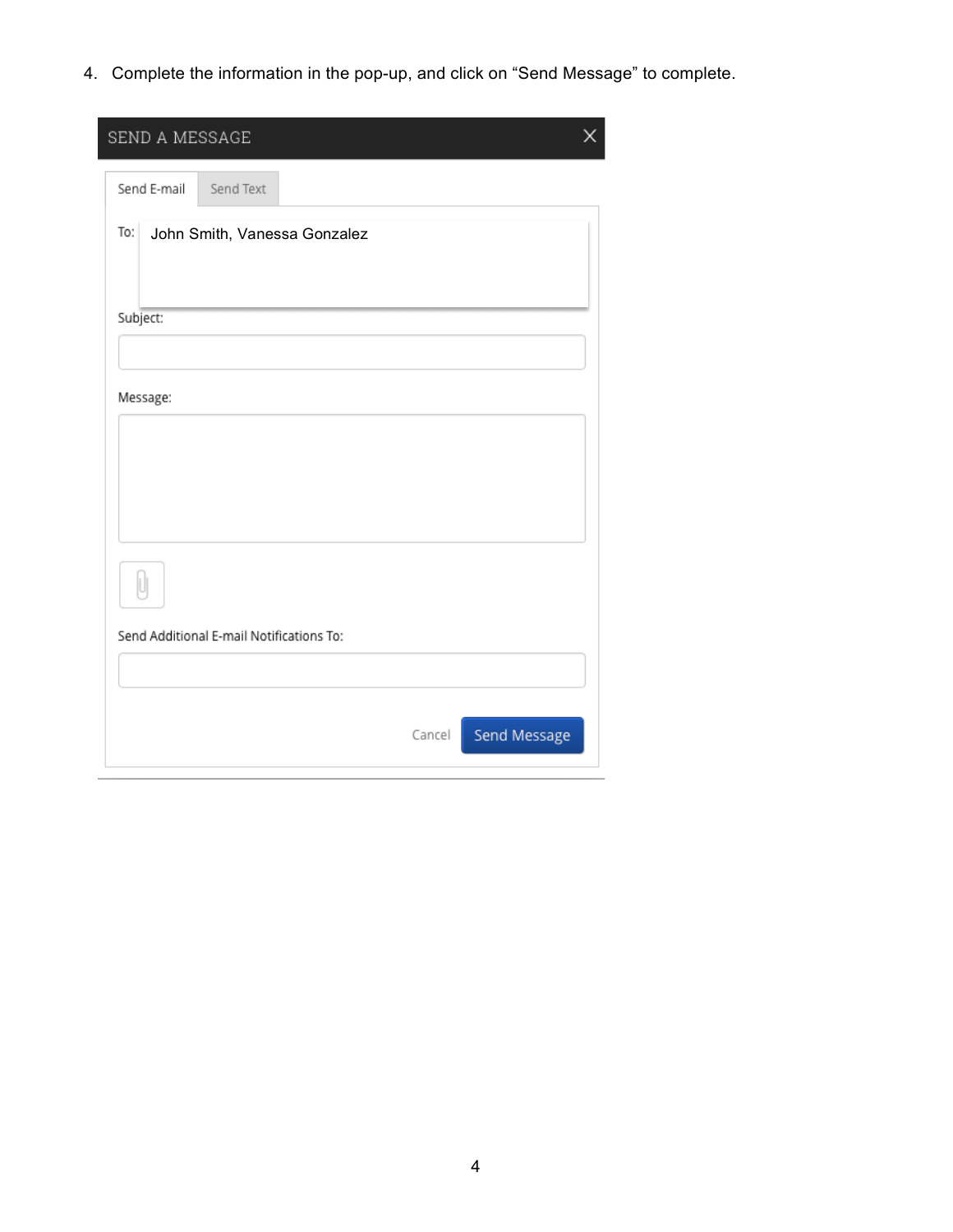4. Complete the information in the pop-up, and click on "Send Message" to complete.

SEND A MESSAGE

Send E-mail | Send Text

To: John Smith, Vanessa Gonzalez

Subject:

Message:

Send Additional E-mail Notifications To:

Cancel | Send Message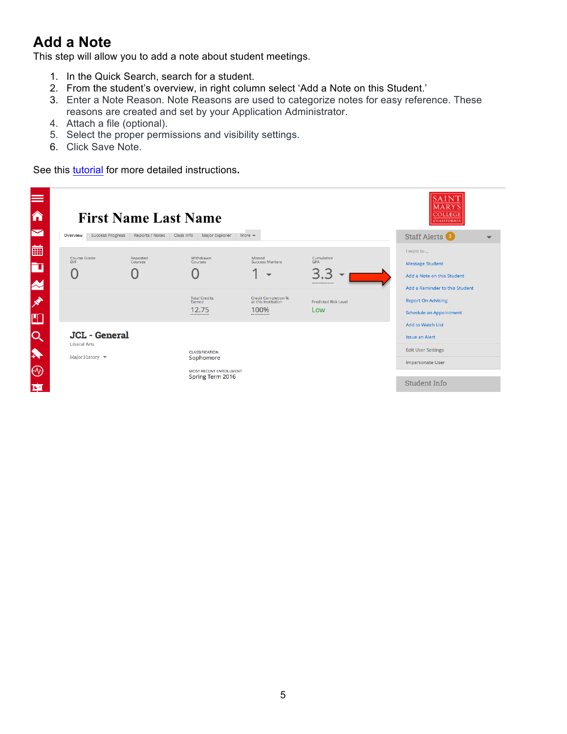# Add a Note

This step will allow you to add a note about student meetings.

1. In the Quick Search, search for a student.
2. From the student's overview, in right column select 'Add a Note on this Student.'
3. Enter a Note Reason. Note Reasons are used to categorize notes for easy reference. These reasons are created and set by your Application Administrator.
4. Attach a file (optional).
5. Select the proper permissions and visibility settings.
6. Click Save Note.

See this tutorial for more detailed instructions.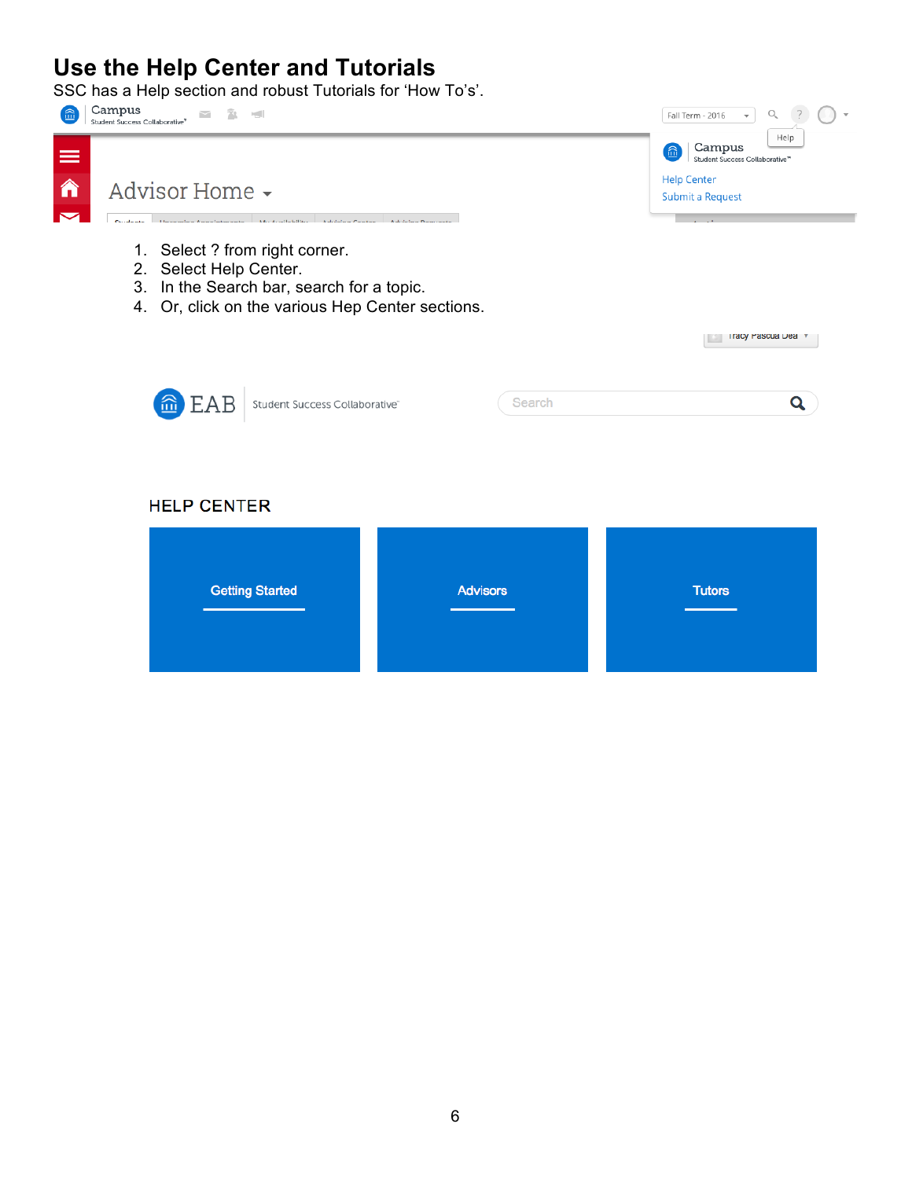# Use the Help Center and Tutorials

SSC has a Help section and robust Tutorials for 'How To's'.

1. Select ? from right corner.
2. Select Help Center.
3. In the Search bar, search for a topic.
4. Or, click on the various Hep Center sections.